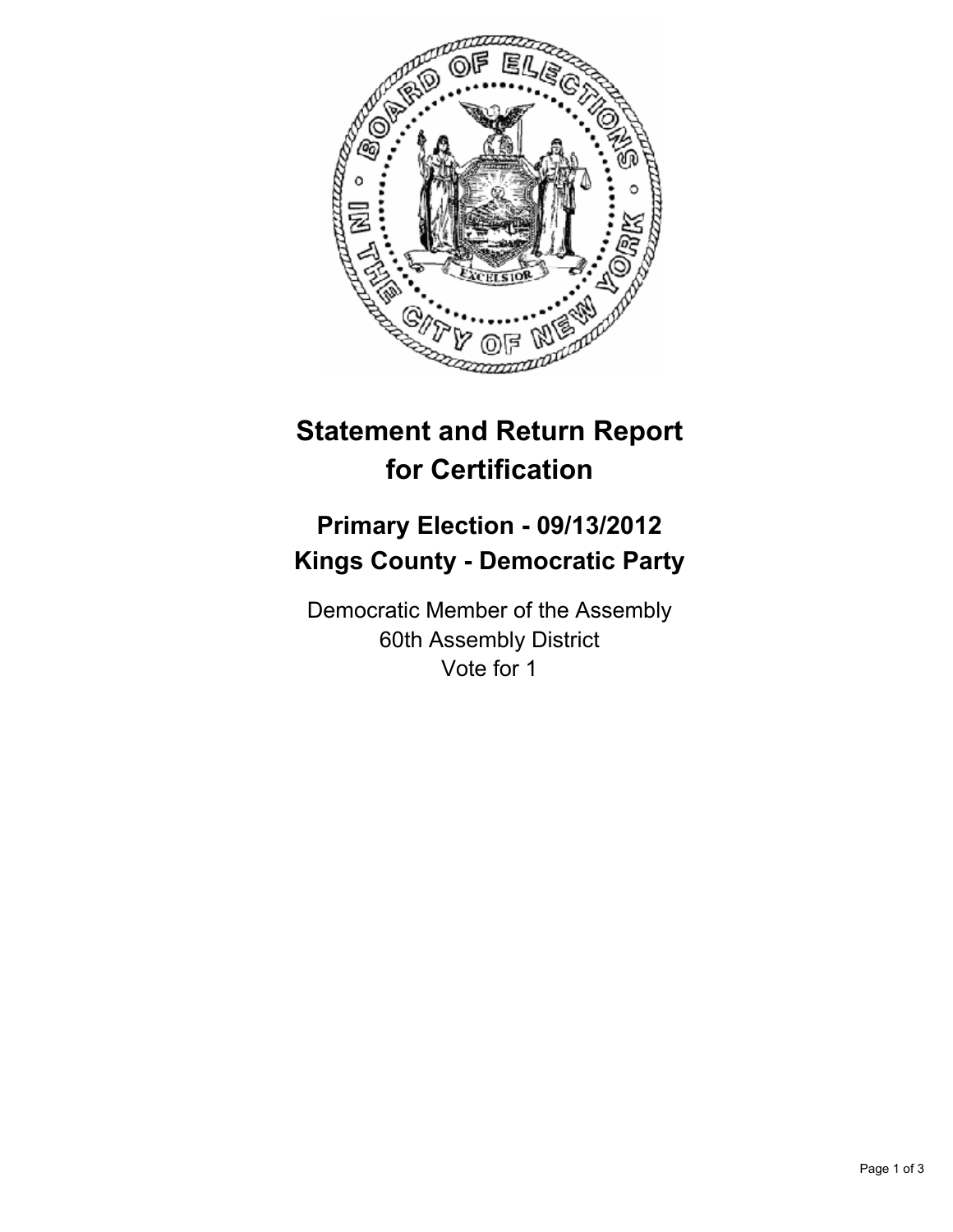# Statement and Return Report for Certification

## Primary Election - 09/13/2012
## Kings County - Democratic Party

Democratic Member of the Assembly
60th Assembly District
Vote for 1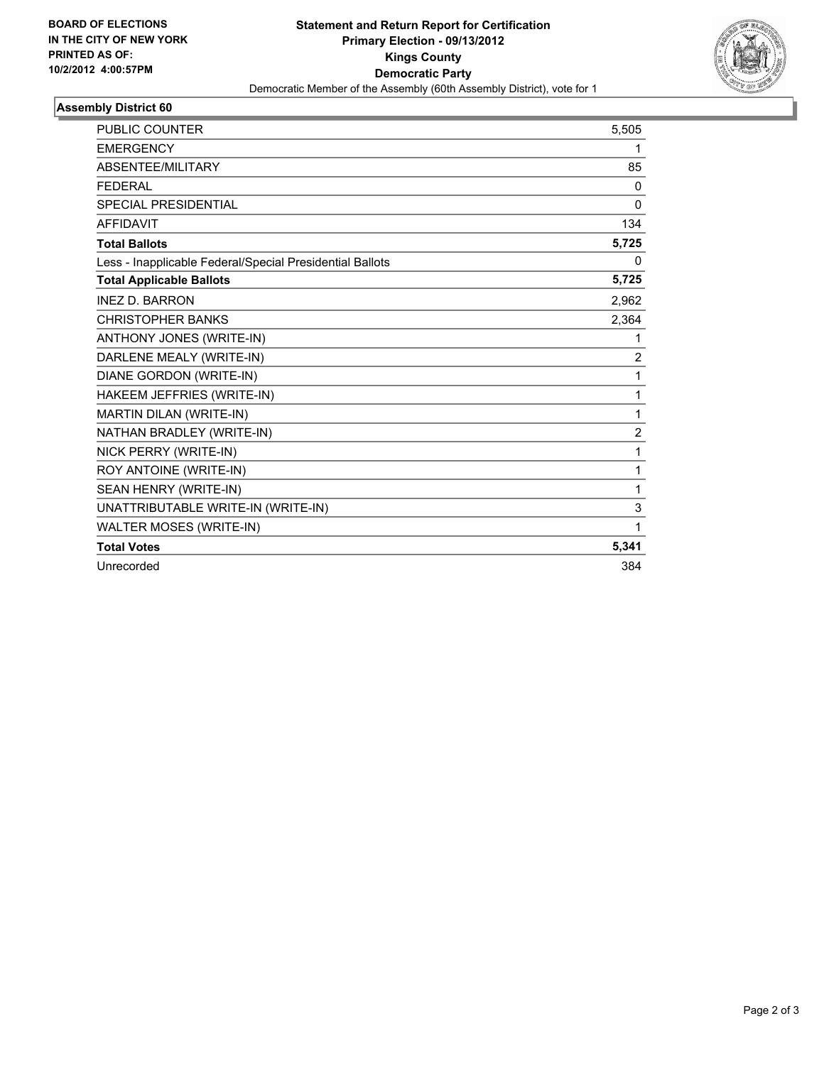**BOARD OF ELECTIONS IN THE CITY OF NEW YORK PRINTED AS OF: 10/2/2012 4:00:57PM**

# Statement and Return Report for Certification
## Primary Election - 09/13/2012
## Kings County
## Democratic Party
Democratic Member of the Assembly (60th Assembly District), vote for 1

### Assembly District 60

| | |
|---|---|
| PUBLIC COUNTER | 5,505 |
| EMERGENCY | 1 |
| ABSENTEE/MILITARY | 85 |
| FEDERAL | 0 |
| SPECIAL PRESIDENTIAL | 0 |
| AFFIDAVIT | 134 |
| **Total Ballots** | **5,725** |
| Less - Inapplicable Federal/Special Presidential Ballots | 0 |
| **Total Applicable Ballots** | **5,725** |
| INEZ D. BARRON | 2,962 |
| CHRISTOPHER BANKS | 2,364 |
| ANTHONY JONES (WRITE-IN) | 1 |
| DARLENE MEALY (WRITE-IN) | 2 |
| DIANE GORDON (WRITE-IN) | 1 |
| HAKEEM JEFFRIES (WRITE-IN) | 1 |
| MARTIN DILAN (WRITE-IN) | 1 |
| NATHAN BRADLEY (WRITE-IN) | 2 |
| NICK PERRY (WRITE-IN) | 1 |
| ROY ANTOINE (WRITE-IN) | 1 |
| SEAN HENRY (WRITE-IN) | 1 |
| UNATTRIBUTABLE WRITE-IN (WRITE-IN) | 3 |
| WALTER MOSES (WRITE-IN) | 1 |
| **Total Votes** | **5,341** |
| Unrecorded | 384 |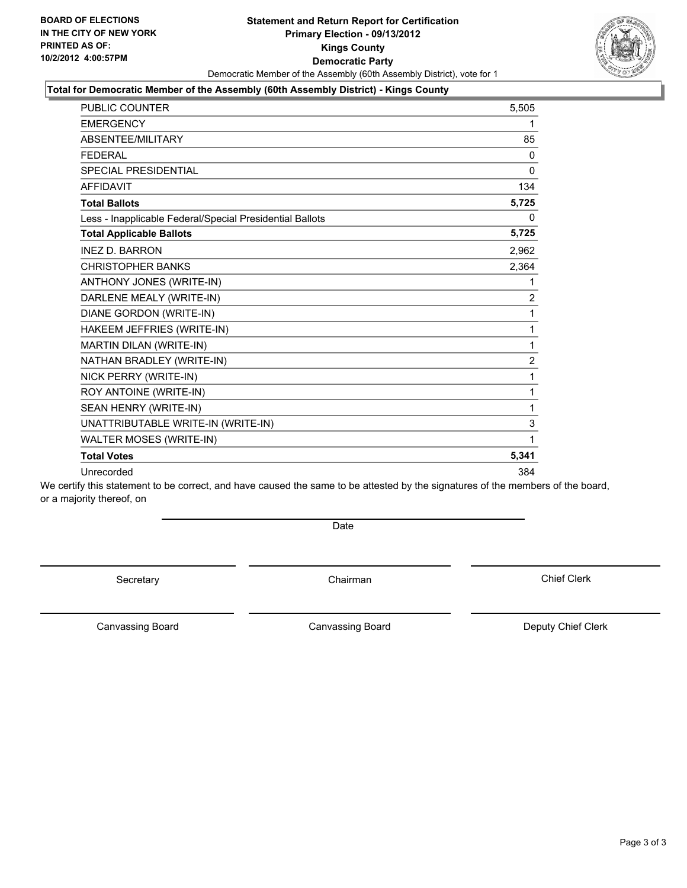**BOARD OF ELECTIONS IN THE CITY OF NEW YORK PRINTED AS OF: 10/2/2012 4:00:57PM**

**Statement and Return Report for Certification**
**Primary Election - 09/13/2012**
**Kings County**
**Democratic Party**

Democratic Member of the Assembly (60th Assembly District), vote for 1

### Total for Democratic Member of the Assembly (60th Assembly District) - Kings County

| | |
|---|---|
| PUBLIC COUNTER | 5,505 |
| EMERGENCY | 1 |
| ABSENTEE/MILITARY | 85 |
| FEDERAL | 0 |
| SPECIAL PRESIDENTIAL | 0 |
| AFFIDAVIT | 134 |
| **Total Ballots** | **5,725** |
| Less - Inapplicable Federal/Special Presidential Ballots | 0 |
| **Total Applicable Ballots** | **5,725** |
| INEZ D. BARRON | 2,962 |
| CHRISTOPHER BANKS | 2,364 |
| ANTHONY JONES (WRITE-IN) | 1 |
| DARLENE MEALY (WRITE-IN) | 2 |
| DIANE GORDON (WRITE-IN) | 1 |
| HAKEEM JEFFRIES (WRITE-IN) | 1 |
| MARTIN DILAN (WRITE-IN) | 1 |
| NATHAN BRADLEY (WRITE-IN) | 2 |
| NICK PERRY (WRITE-IN) | 1 |
| ROY ANTOINE (WRITE-IN) | 1 |
| SEAN HENRY (WRITE-IN) | 1 |
| UNATTRIBUTABLE WRITE-IN (WRITE-IN) | 3 |
| WALTER MOSES (WRITE-IN) | 1 |
| **Total Votes** | **5,341** |
| Unrecorded | 384 |

We certify this statement to be correct, and have caused the same to be attested by the signatures of the members of the board, or a majority thereof, on

Date

Secretary — Chairman — Chief Clerk

Canvassing Board — Canvassing Board — Deputy Chief Clerk